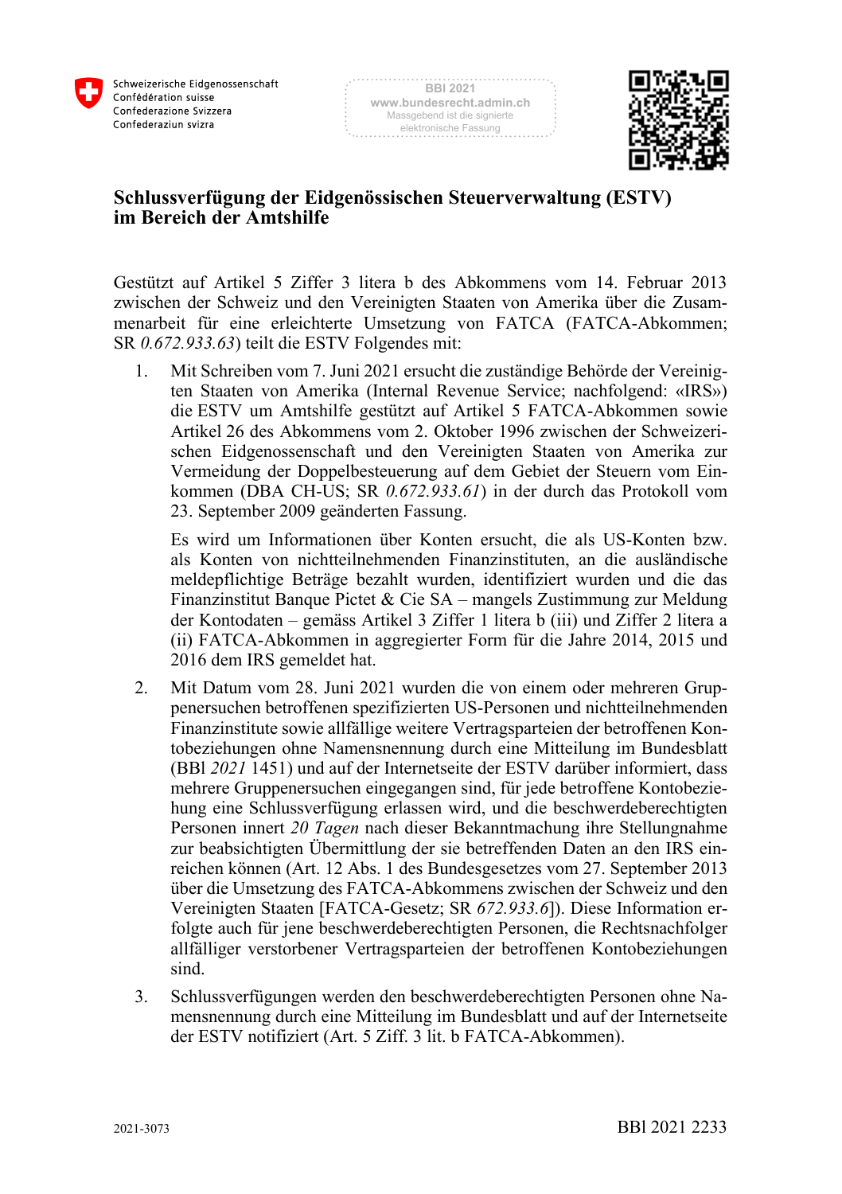# Schlussverfügung der Eidgenössischen Steuerverwaltung (ESTV) im Bereich der Amtshilfe

Gestützt auf Artikel 5 Ziffer 3 litera b des Abkommens vom 14. Februar 2013 zwischen der Schweiz und den Vereinigten Staaten von Amerika über die Zusammenarbeit für eine erleichterte Umsetzung von FATCA (FATCA-Abkommen; SR *0.672.933.63*) teilt die ESTV Folgendes mit:

1. Mit Schreiben vom 7. Juni 2021 ersucht die zuständige Behörde der Vereinigten Staaten von Amerika (Internal Revenue Service; nachfolgend: «IRS») die ESTV um Amtshilfe gestützt auf Artikel 5 FATCA-Abkommen sowie Artikel 26 des Abkommens vom 2. Oktober 1996 zwischen der Schweizerischen Eidgenossenschaft und den Vereinigten Staaten von Amerika zur Vermeidung der Doppelbesteuerung auf dem Gebiet der Steuern vom Einkommen (DBA CH-US; SR *0.672.933.61*) in der durch das Protokoll vom 23. September 2009 geänderten Fassung.

   Es wird um Informationen über Konten ersucht, die als US-Konten bzw. als Konten von nichtteilnehmenden Finanzinstituten, an die ausländische meldepflichtige Beträge bezahlt wurden, identifiziert wurden und die das Finanzinstitut Banque Pictet & Cie SA – mangels Zustimmung zur Meldung der Kontodaten – gemäss Artikel 3 Ziffer 1 litera b (iii) und Ziffer 2 litera a (ii) FATCA-Abkommen in aggregierter Form für die Jahre 2014, 2015 und 2016 dem IRS gemeldet hat.

2. Mit Datum vom 28. Juni 2021 wurden die von einem oder mehreren Gruppenersuchen betroffenen spezifizierten US-Personen und nichtteilnehmenden Finanzinstitute sowie allfällige weitere Vertragsparteien der betroffenen Kontobeziehungen ohne Namensnennung durch eine Mitteilung im Bundesblatt (BBl *2021* 1451) und auf der Internetseite der ESTV darüber informiert, dass mehrere Gruppenersuchen eingegangen sind, für jede betroffene Kontobeziehung eine Schlussverfügung erlassen wird, und die beschwerdeberechtigten Personen innert *20 Tagen* nach dieser Bekanntmachung ihre Stellungnahme zur beabsichtigten Übermittlung der sie betreffenden Daten an den IRS einreichen können (Art. 12 Abs. 1 des Bundesgesetzes vom 27. September 2013 über die Umsetzung des FATCA-Abkommens zwischen der Schweiz und den Vereinigten Staaten [FATCA-Gesetz; SR *672.933.6*]). Diese Information erfolgte auch für jene beschwerdeberechtigten Personen, die Rechtsnachfolger allfälliger verstorbener Vertragsparteien der betroffenen Kontobeziehungen sind.

3. Schlussverfügungen werden den beschwerdeberechtigten Personen ohne Namensnennung durch eine Mitteilung im Bundesblatt und auf der Internetseite der ESTV notifiziert (Art. 5 Ziff. 3 lit. b FATCA-Abkommen).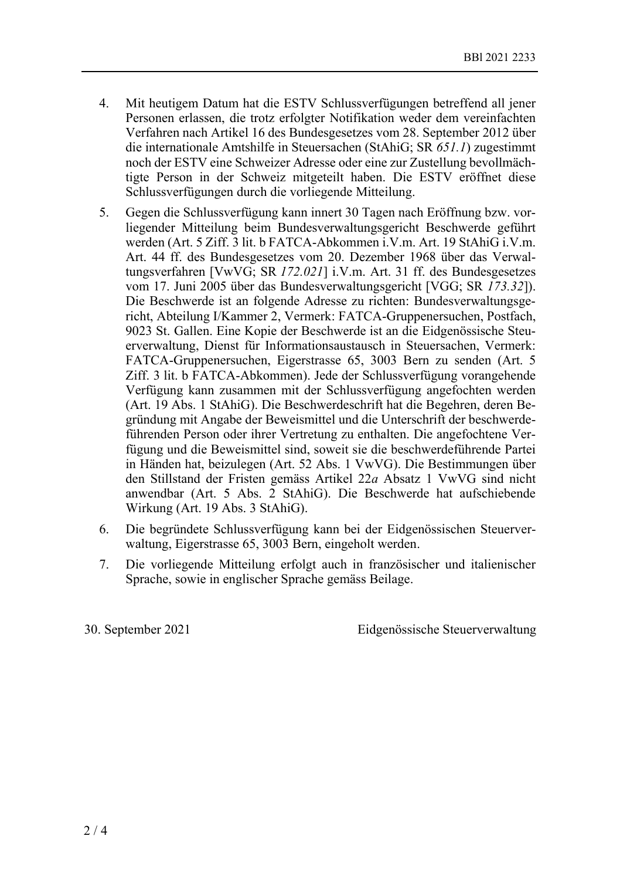4. Mit heutigem Datum hat die ESTV Schlussverfügungen betreffend all jener Personen erlassen, die trotz erfolgter Notifikation weder dem vereinfachten Verfahren nach Artikel 16 des Bundesgesetzes vom 28. September 2012 über die internationale Amtshilfe in Steuersachen (StAhiG; SR *651.1*) zugestimmt noch der ESTV eine Schweizer Adresse oder eine zur Zustellung bevollmächtigte Person in der Schweiz mitgeteilt haben. Die ESTV eröffnet diese Schlussverfügungen durch die vorliegende Mitteilung.

5. Gegen die Schlussverfügung kann innert 30 Tagen nach Eröffnung bzw. vorliegender Mitteilung beim Bundesverwaltungsgericht Beschwerde geführt werden (Art. 5 Ziff. 3 lit. b FATCA-Abkommen i.V.m. Art. 19 StAhiG i.V.m. Art. 44 ff. des Bundesgesetzes vom 20. Dezember 1968 über das Verwaltungsverfahren [VwVG; SR *172.021*] i.V.m. Art. 31 ff. des Bundesgesetzes vom 17. Juni 2005 über das Bundesverwaltungsgericht [VGG; SR *173.32*]). Die Beschwerde ist an folgende Adresse zu richten: Bundesverwaltungsgericht, Abteilung I/Kammer 2, Vermerk: FATCA-Gruppenersuchen, Postfach, 9023 St. Gallen. Eine Kopie der Beschwerde ist an die Eidgenössische Steuerverwaltung, Dienst für Informationsaustausch in Steuersachen, Vermerk: FATCA-Gruppenersuchen, Eigerstrasse 65, 3003 Bern zu senden (Art. 5 Ziff. 3 lit. b FATCA-Abkommen). Jede der Schlussverfügung vorangehende Verfügung kann zusammen mit der Schlussverfügung angefochten werden (Art. 19 Abs. 1 StAhiG). Die Beschwerdeschrift hat die Begehren, deren Begründung mit Angabe der Beweismittel und die Unterschrift der beschwerdeführenden Person oder ihrer Vertretung zu enthalten. Die angefochtene Verfügung und die Beweismittel sind, soweit sie die beschwerdeführende Partei in Händen hat, beizulegen (Art. 52 Abs. 1 VwVG). Die Bestimmungen über den Stillstand der Fristen gemäss Artikel 22*a* Absatz 1 VwVG sind nicht anwendbar (Art. 5 Abs. 2 StAhiG). Die Beschwerde hat aufschiebende Wirkung (Art. 19 Abs. 3 StAhiG).

6. Die begründete Schlussverfügung kann bei der Eidgenössischen Steuerverwaltung, Eigerstrasse 65, 3003 Bern, eingeholt werden.

7. Die vorliegende Mitteilung erfolgt auch in französischer und italienischer Sprache, sowie in englischer Sprache gemäss Beilage.

30. September 2021 Eidgenössische Steuerverwaltung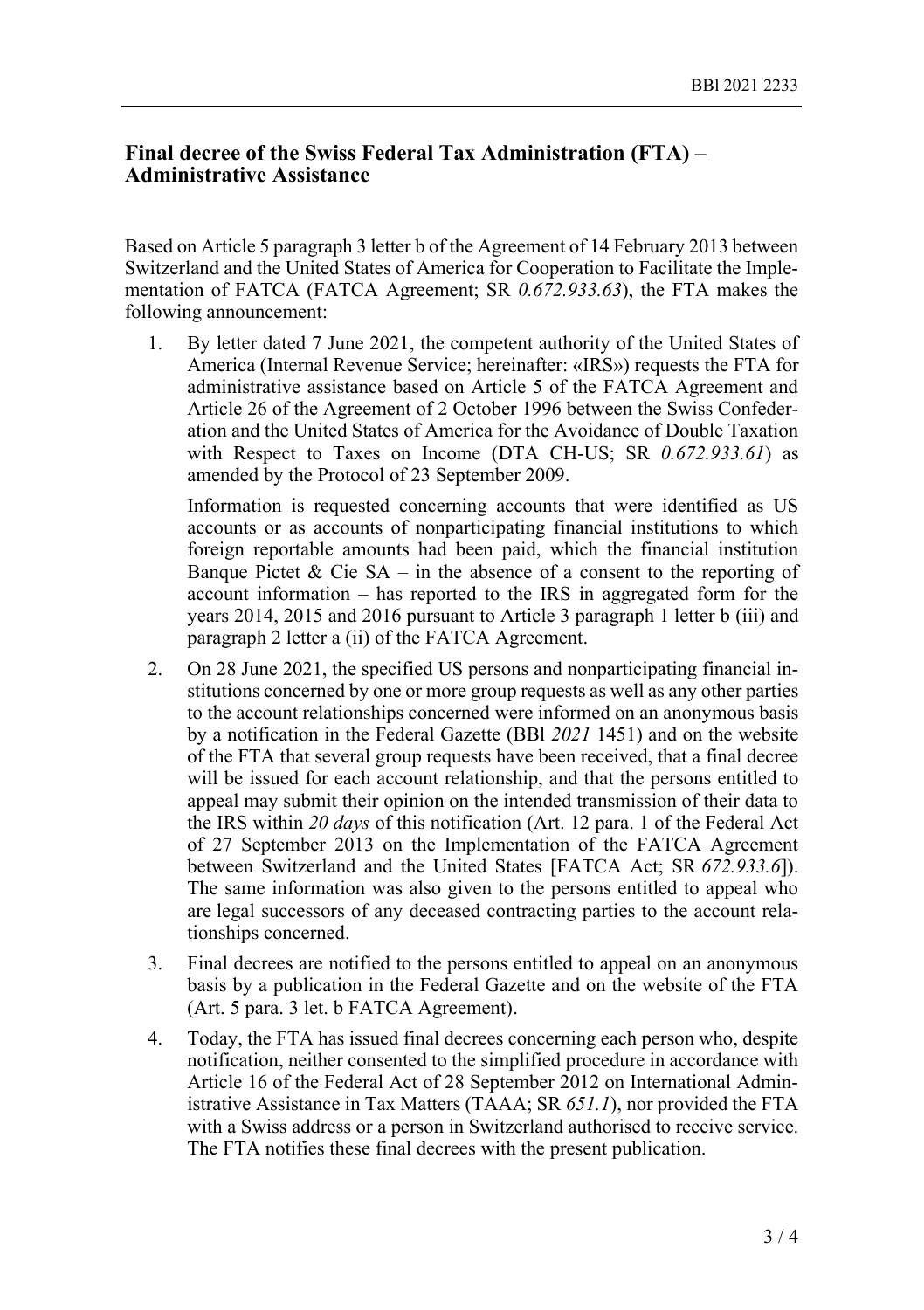## Final decree of the Swiss Federal Tax Administration (FTA) – Administrative Assistance

Based on Article 5 paragraph 3 letter b of the Agreement of 14 February 2013 between Switzerland and the United States of America for Cooperation to Facilitate the Implementation of FATCA (FATCA Agreement; SR *0.672.933.63*), the FTA makes the following announcement:

1. By letter dated 7 June 2021, the competent authority of the United States of America (Internal Revenue Service; hereinafter: «IRS») requests the FTA for administrative assistance based on Article 5 of the FATCA Agreement and Article 26 of the Agreement of 2 October 1996 between the Swiss Confederation and the United States of America for the Avoidance of Double Taxation with Respect to Taxes on Income (DTA CH-US; SR *0.672.933.61*) as amended by the Protocol of 23 September 2009.

   Information is requested concerning accounts that were identified as US accounts or as accounts of nonparticipating financial institutions to which foreign reportable amounts had been paid, which the financial institution Banque Pictet & Cie SA – in the absence of a consent to the reporting of account information – has reported to the IRS in aggregated form for the years 2014, 2015 and 2016 pursuant to Article 3 paragraph 1 letter b (iii) and paragraph 2 letter a (ii) of the FATCA Agreement.

2. On 28 June 2021, the specified US persons and nonparticipating financial institutions concerned by one or more group requests as well as any other parties to the account relationships concerned were informed on an anonymous basis by a notification in the Federal Gazette (BBl *2021* 1451) and on the website of the FTA that several group requests have been received, that a final decree will be issued for each account relationship, and that the persons entitled to appeal may submit their opinion on the intended transmission of their data to the IRS within *20 days* of this notification (Art. 12 para. 1 of the Federal Act of 27 September 2013 on the Implementation of the FATCA Agreement between Switzerland and the United States [FATCA Act; SR *672.933.6*]). The same information was also given to the persons entitled to appeal who are legal successors of any deceased contracting parties to the account relationships concerned.

3. Final decrees are notified to the persons entitled to appeal on an anonymous basis by a publication in the Federal Gazette and on the website of the FTA (Art. 5 para. 3 let. b FATCA Agreement).

4. Today, the FTA has issued final decrees concerning each person who, despite notification, neither consented to the simplified procedure in accordance with Article 16 of the Federal Act of 28 September 2012 on International Administrative Assistance in Tax Matters (TAAA; SR *651.1*), nor provided the FTA with a Swiss address or a person in Switzerland authorised to receive service. The FTA notifies these final decrees with the present publication.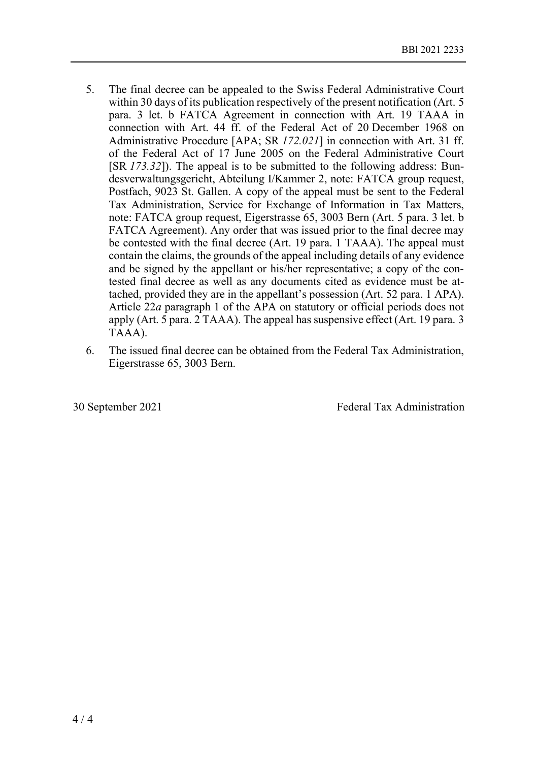5. The final decree can be appealed to the Swiss Federal Administrative Court within 30 days of its publication respectively of the present notification (Art. 5 para. 3 let. b FATCA Agreement in connection with Art. 19 TAAA in connection with Art. 44 ff. of the Federal Act of 20 December 1968 on Administrative Procedure [APA; SR *172.021*] in connection with Art. 31 ff. of the Federal Act of 17 June 2005 on the Federal Administrative Court [SR *173.32*]). The appeal is to be submitted to the following address: Bundesverwaltungsgericht, Abteilung I/Kammer 2, note: FATCA group request, Postfach, 9023 St. Gallen. A copy of the appeal must be sent to the Federal Tax Administration, Service for Exchange of Information in Tax Matters, note: FATCA group request, Eigerstrasse 65, 3003 Bern (Art. 5 para. 3 let. b FATCA Agreement). Any order that was issued prior to the final decree may be contested with the final decree (Art. 19 para. 1 TAAA). The appeal must contain the claims, the grounds of the appeal including details of any evidence and be signed by the appellant or his/her representative; a copy of the contested final decree as well as any documents cited as evidence must be attached, provided they are in the appellant's possession (Art. 52 para. 1 APA). Article 22*a* paragraph 1 of the APA on statutory or official periods does not apply (Art. 5 para. 2 TAAA). The appeal has suspensive effect (Art. 19 para. 3 TAAA).
6. The issued final decree can be obtained from the Federal Tax Administration, Eigerstrasse 65, 3003 Bern.

30 September 2021

Federal Tax Administration